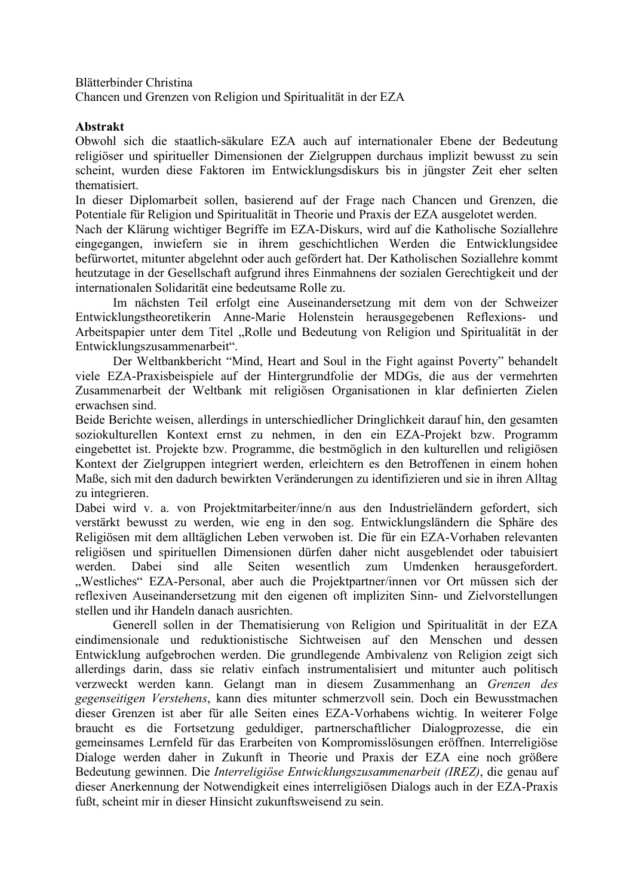Blätterbinder Christina
Chancen und Grenzen von Religion und Spiritualität in der EZA

**Abstrakt**

Obwohl sich die staatlich-säkulare EZA auch auf internationaler Ebene der Bedeutung religiöser und spiritueller Dimensionen der Zielgruppen durchaus implizit bewusst zu sein scheint, wurden diese Faktoren im Entwicklungsdiskurs bis in jüngster Zeit eher selten thematisiert.

In dieser Diplomarbeit sollen, basierend auf der Frage nach Chancen und Grenzen, die Potentiale für Religion und Spiritualität in Theorie und Praxis der EZA ausgelotet werden.

Nach der Klärung wichtiger Begriffe im EZA-Diskurs, wird auf die Katholische Soziallehre eingegangen, inwiefern sie in ihrem geschichtlichen Werden die Entwicklungsidee befürwortet, mitunter abgelehnt oder auch gefördert hat. Der Katholischen Soziallehre kommt heutzutage in der Gesellschaft aufgrund ihres Einmahnens der sozialen Gerechtigkeit und der internationalen Solidarität eine bedeutsame Rolle zu.

Im nächsten Teil erfolgt eine Auseinandersetzung mit dem von der Schweizer Entwicklungstheoretikerin Anne-Marie Holenstein herausgegebenen Reflexions- und Arbeitspapier unter dem Titel „Rolle und Bedeutung von Religion und Spiritualität in der Entwicklungszusammenarbeit".

Der Weltbankbericht "Mind, Heart and Soul in the Fight against Poverty" behandelt viele EZA-Praxisbeispiele auf der Hintergrundfolie der MDGs, die aus der vermehrten Zusammenarbeit der Weltbank mit religiösen Organisationen in klar definierten Zielen erwachsen sind.

Beide Berichte weisen, allerdings in unterschiedlicher Dringlichkeit darauf hin, den gesamten soziokulturellen Kontext ernst zu nehmen, in den ein EZA-Projekt bzw. Programm eingebettet ist. Projekte bzw. Programme, die bestmöglich in den kulturellen und religiösen Kontext der Zielgruppen integriert werden, erleichtern es den Betroffenen in einem hohen Maße, sich mit den dadurch bewirkten Veränderungen zu identifizieren und sie in ihren Alltag zu integrieren.

Dabei wird v. a. von Projektmitarbeiter/inne/n aus den Industrieländern gefordert, sich verstärkt bewusst zu werden, wie eng in den sog. Entwicklungsländern die Sphäre des Religiösen mit dem alltäglichen Leben verwoben ist. Die für ein EZA-Vorhaben relevanten religiösen und spirituellen Dimensionen dürfen daher nicht ausgeblendet oder tabuisiert werden. Dabei sind alle Seiten wesentlich zum Umdenken herausgefordert. „Westliches" EZA-Personal, aber auch die Projektpartner/innen vor Ort müssen sich der reflexiven Auseinandersetzung mit den eigenen oft impliziten Sinn- und Zielvorstellungen stellen und ihr Handeln danach ausrichten.

Generell sollen in der Thematisierung von Religion und Spiritualität in der EZA eindimensionale und reduktionistische Sichtweisen auf den Menschen und dessen Entwicklung aufgebrochen werden. Die grundlegende Ambivalenz von Religion zeigt sich allerdings darin, dass sie relativ einfach instrumentalisiert und mitunter auch politisch verzweckt werden kann. Gelangt man in diesem Zusammenhang an *Grenzen des gegenseitigen Verstehens*, kann dies mitunter schmerzvoll sein. Doch ein Bewusstmachen dieser Grenzen ist aber für alle Seiten eines EZA-Vorhabens wichtig. In weiterer Folge braucht es die Fortsetzung geduldiger, partnerschaftlicher Dialogprozesse, die ein gemeinsames Lernfeld für das Erarbeiten von Kompromisslösungen eröffnen. Interreligiöse Dialoge werden daher in Zukunft in Theorie und Praxis der EZA eine noch größere Bedeutung gewinnen. Die *Interreligiöse Entwicklungszusammenarbeit (IREZ)*, die genau auf dieser Anerkennung der Notwendigkeit eines interreligiösen Dialogs auch in der EZA-Praxis fußt, scheint mir in dieser Hinsicht zukunftsweisend zu sein.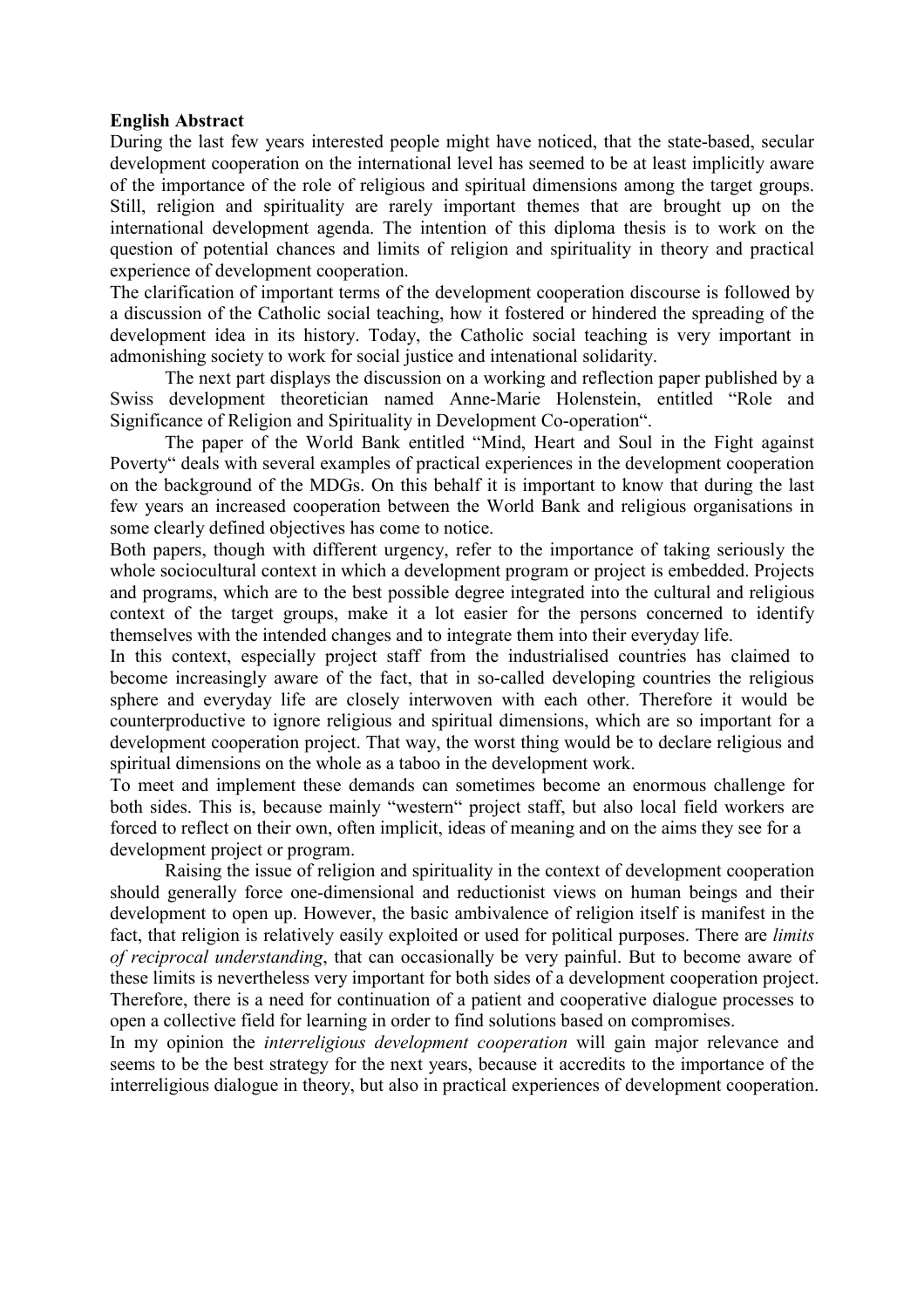**English Abstract**

During the last few years interested people might have noticed, that the state-based, secular development cooperation on the international level has seemed to be at least implicitly aware of the importance of the role of religious and spiritual dimensions among the target groups. Still, religion and spirituality are rarely important themes that are brought up on the international development agenda. The intention of this diploma thesis is to work on the question of potential chances and limits of religion and spirituality in theory and practical experience of development cooperation.

The clarification of important terms of the development cooperation discourse is followed by a discussion of the Catholic social teaching, how it fostered or hindered the spreading of the development idea in its history. Today, the Catholic social teaching is very important in admonishing society to work for social justice and intenational solidarity.

The next part displays the discussion on a working and reflection paper published by a Swiss development theoretician named Anne-Marie Holenstein, entitled "Role and Significance of Religion and Spirituality in Development Co-operation".

The paper of the World Bank entitled "Mind, Heart and Soul in the Fight against Poverty" deals with several examples of practical experiences in the development cooperation on the background of the MDGs. On this behalf it is important to know that during the last few years an increased cooperation between the World Bank and religious organisations in some clearly defined objectives has come to notice.

Both papers, though with different urgency, refer to the importance of taking seriously the whole sociocultural context in which a development program or project is embedded. Projects and programs, which are to the best possible degree integrated into the cultural and religious context of the target groups, make it a lot easier for the persons concerned to identify themselves with the intended changes and to integrate them into their everyday life.

In this context, especially project staff from the industrialised countries has claimed to become increasingly aware of the fact, that in so-called developing countries the religious sphere and everyday life are closely interwoven with each other. Therefore it would be counterproductive to ignore religious and spiritual dimensions, which are so important for a development cooperation project. That way, the worst thing would be to declare religious and spiritual dimensions on the whole as a taboo in the development work.

To meet and implement these demands can sometimes become an enormous challenge for both sides. This is, because mainly "western" project staff, but also local field workers are forced to reflect on their own, often implicit, ideas of meaning and on the aims they see for a development project or program.

Raising the issue of religion and spirituality in the context of development cooperation should generally force one-dimensional and reductionist views on human beings and their development to open up. However, the basic ambivalence of religion itself is manifest in the fact, that religion is relatively easily exploited or used for political purposes. There are *limits of reciprocal understanding*, that can occasionally be very painful. But to become aware of these limits is nevertheless very important for both sides of a development cooperation project. Therefore, there is a need for continuation of a patient and cooperative dialogue processes to open a collective field for learning in order to find solutions based on compromises.

In my opinion the *interreligious development cooperation* will gain major relevance and seems to be the best strategy for the next years, because it accredits to the importance of the interreligious dialogue in theory, but also in practical experiences of development cooperation.